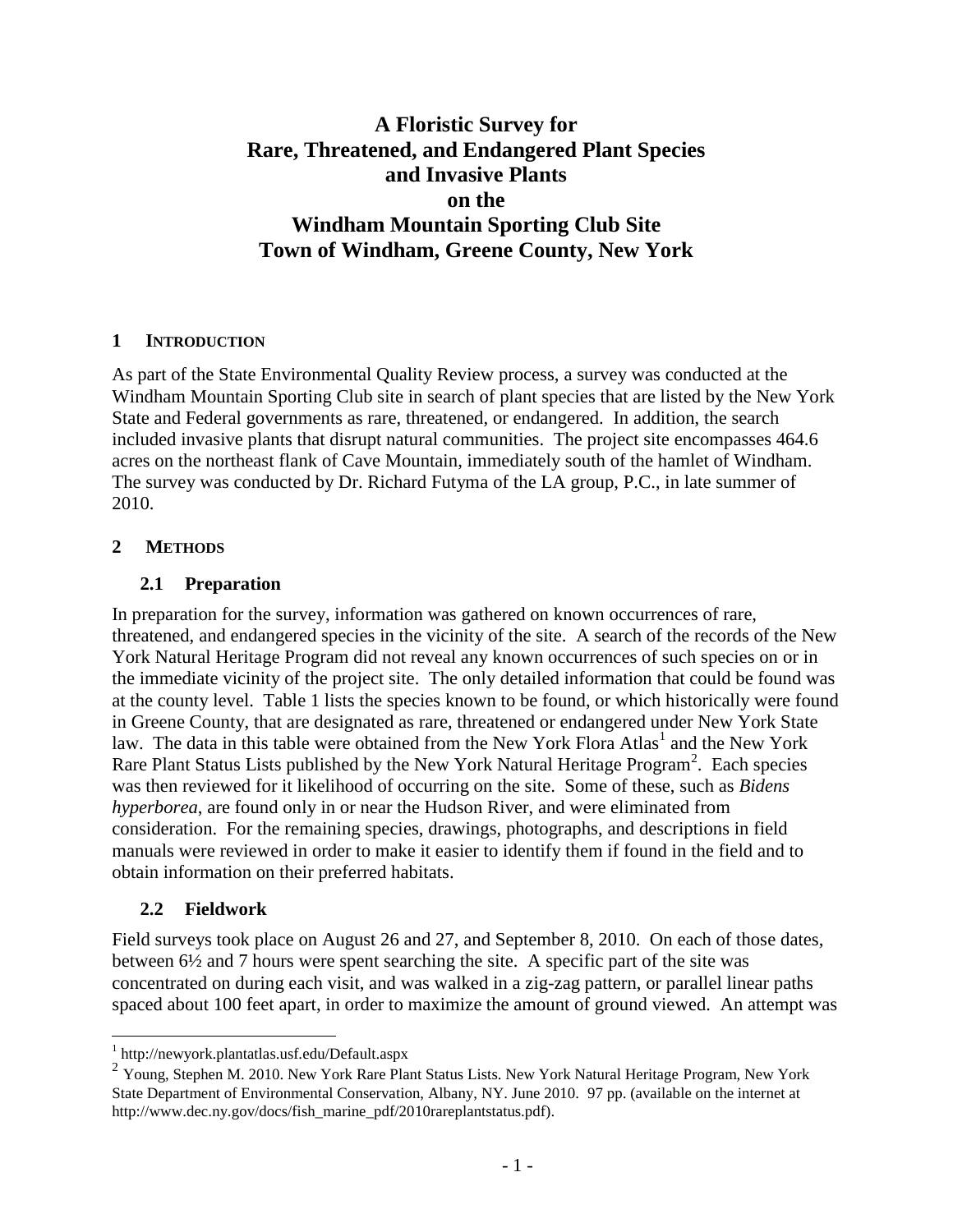# A Floristic Survey for Rare, Threatened, and Endangered Plant Species and Invasive Plants on the Windham Mountain Sporting Club Site Town of Windham, Greene County, New York

## 1 INTRODUCTION

As part of the State Environmental Quality Review process, a survey was conducted at the Windham Mountain Sporting Club site in search of plant species that are listed by the New York State and Federal governments as rare, threatened, or endangered. In addition, the search included invasive plants that disrupt natural communities. The project site encompasses 464.6 acres on the northeast flank of Cave Mountain, immediately south of the hamlet of Windham. The survey was conducted by Dr. Richard Futyma of the LA group, P.C., in late summer of 2010.

## 2 METHODS

### 2.1 Preparation

In preparation for the survey, information was gathered on known occurrences of rare, threatened, and endangered species in the vicinity of the site. A search of the records of the New York Natural Heritage Program did not reveal any known occurrences of such species on or in the immediate vicinity of the project site. The only detailed information that could be found was at the county level. Table 1 lists the species known to be found, or which historically were found in Greene County, that are designated as rare, threatened or endangered under New York State law. The data in this table were obtained from the New York Flora Atlas[1] and the New York Rare Plant Status Lists published by the New York Natural Heritage Program[2]. Each species was then reviewed for it likelihood of occurring on the site. Some of these, such as *Bidens hyperborea*, are found only in or near the Hudson River, and were eliminated from consideration. For the remaining species, drawings, photographs, and descriptions in field manuals were reviewed in order to make it easier to identify them if found in the field and to obtain information on their preferred habitats.

### 2.2 Fieldwork

Field surveys took place on August 26 and 27, and September 8, 2010. On each of those dates, between 6½ and 7 hours were spent searching the site. A specific part of the site was concentrated on during each visit, and was walked in a zig-zag pattern, or parallel linear paths spaced about 100 feet apart, in order to maximize the amount of ground viewed. An attempt was

[1] http://newyork.plantatlas.usf.edu/Default.aspx

[2] Young, Stephen M. 2010. New York Rare Plant Status Lists. New York Natural Heritage Program, New York State Department of Environmental Conservation, Albany, NY. June 2010. 97 pp. (available on the internet at http://www.dec.ny.gov/docs/fish_marine_pdf/2010rareplantstatus.pdf).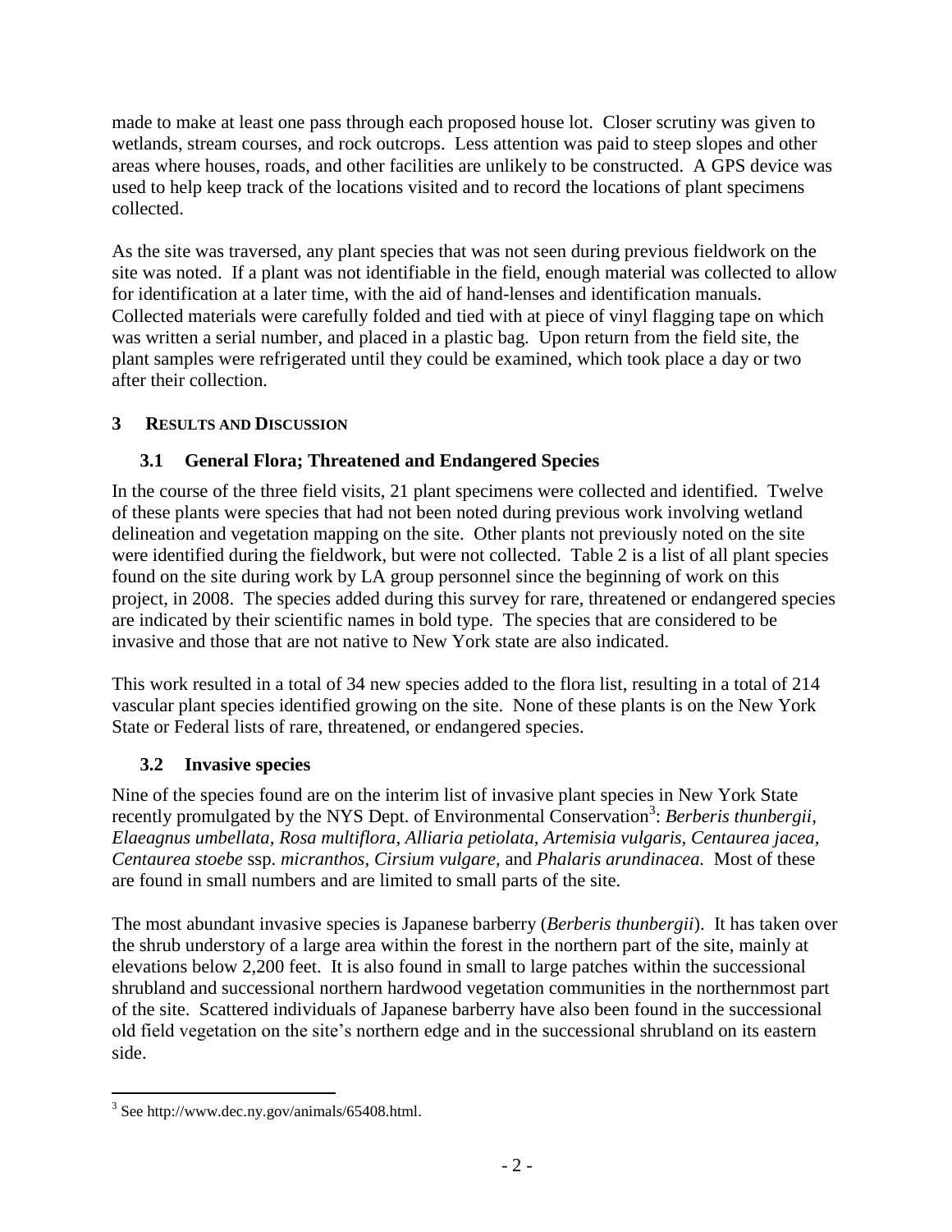made to make at least one pass through each proposed house lot. Closer scrutiny was given to wetlands, stream courses, and rock outcrops. Less attention was paid to steep slopes and other areas where houses, roads, and other facilities are unlikely to be constructed. A GPS device was used to help keep track of the locations visited and to record the locations of plant specimens collected.

As the site was traversed, any plant species that was not seen during previous fieldwork on the site was noted. If a plant was not identifiable in the field, enough material was collected to allow for identification at a later time, with the aid of hand-lenses and identification manuals. Collected materials were carefully folded and tied with at piece of vinyl flagging tape on which was written a serial number, and placed in a plastic bag. Upon return from the field site, the plant samples were refrigerated until they could be examined, which took place a day or two after their collection.

## 3 RESULTS AND DISCUSSION

### 3.1 General Flora; Threatened and Endangered Species

In the course of the three field visits, 21 plant specimens were collected and identified. Twelve of these plants were species that had not been noted during previous work involving wetland delineation and vegetation mapping on the site. Other plants not previously noted on the site were identified during the fieldwork, but were not collected. Table 2 is a list of all plant species found on the site during work by LA group personnel since the beginning of work on this project, in 2008. The species added during this survey for rare, threatened or endangered species are indicated by their scientific names in bold type. The species that are considered to be invasive and those that are not native to New York state are also indicated.

This work resulted in a total of 34 new species added to the flora list, resulting in a total of 214 vascular plant species identified growing on the site. None of these plants is on the New York State or Federal lists of rare, threatened, or endangered species.

### 3.2 Invasive species

Nine of the species found are on the interim list of invasive plant species in New York State recently promulgated by the NYS Dept. of Environmental Conservation[3]: *Berberis thunbergii, Elaeagnus umbellata, Rosa multiflora, Alliaria petiolata, Artemisia vulgaris, Centaurea jacea, Centaurea stoebe* ssp. *micranthos, Cirsium vulgare,* and *Phalaris arundinacea.* Most of these are found in small numbers and are limited to small parts of the site.

The most abundant invasive species is Japanese barberry (*Berberis thunbergii*). It has taken over the shrub understory of a large area within the forest in the northern part of the site, mainly at elevations below 2,200 feet. It is also found in small to large patches within the successional shrubland and successional northern hardwood vegetation communities in the northernmost part of the site. Scattered individuals of Japanese barberry have also been found in the successional old field vegetation on the site's northern edge and in the successional shrubland on its eastern side.

[3] See http://www.dec.ny.gov/animals/65408.html.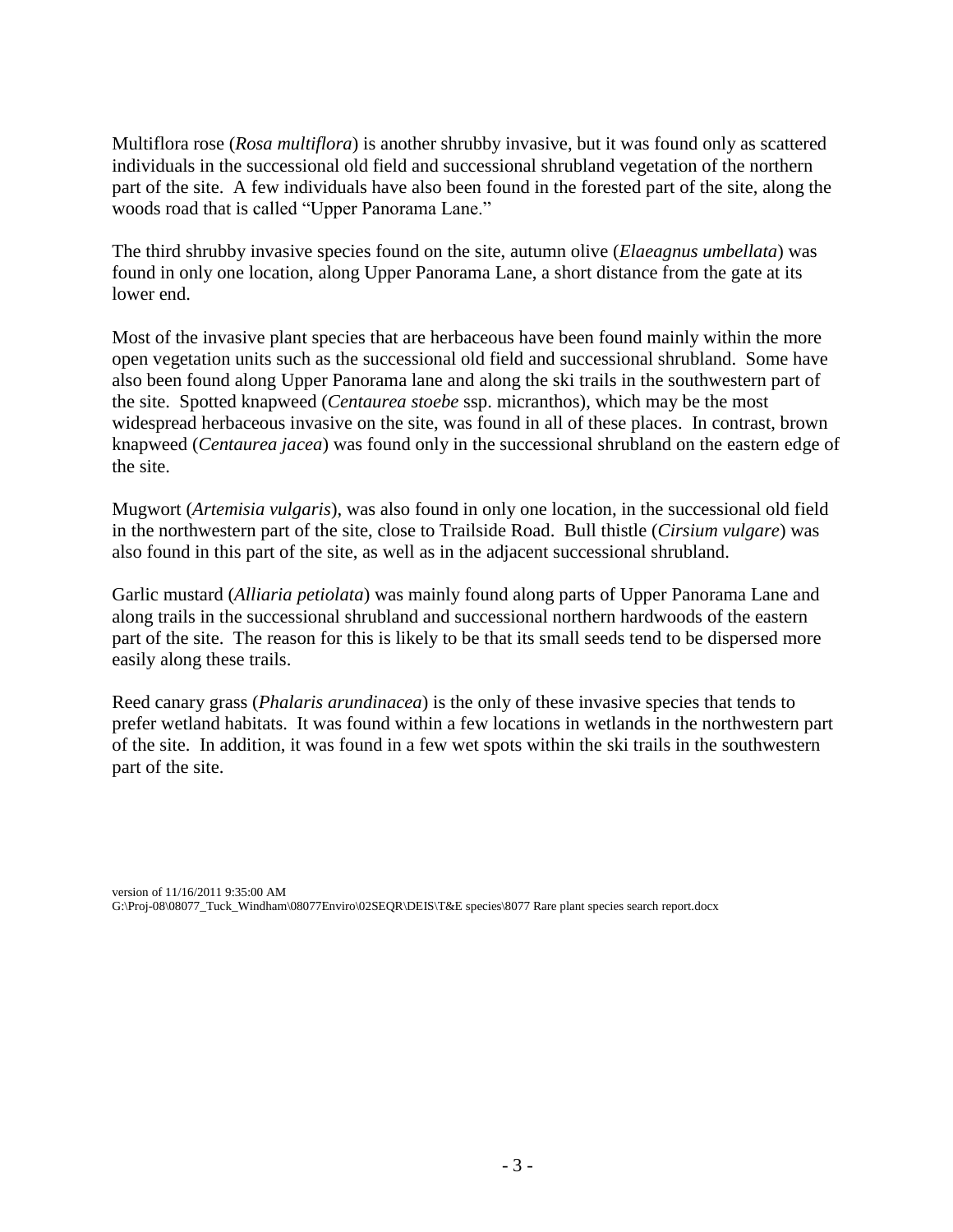Multiflora rose (*Rosa multiflora*) is another shrubby invasive, but it was found only as scattered individuals in the successional old field and successional shrubland vegetation of the northern part of the site. A few individuals have also been found in the forested part of the site, along the woods road that is called "Upper Panorama Lane."

The third shrubby invasive species found on the site, autumn olive (*Elaeagnus umbellata*) was found in only one location, along Upper Panorama Lane, a short distance from the gate at its lower end.

Most of the invasive plant species that are herbaceous have been found mainly within the more open vegetation units such as the successional old field and successional shrubland. Some have also been found along Upper Panorama lane and along the ski trails in the southwestern part of the site. Spotted knapweed (*Centaurea stoebe* ssp. micranthos), which may be the most widespread herbaceous invasive on the site, was found in all of these places. In contrast, brown knapweed (*Centaurea jacea*) was found only in the successional shrubland on the eastern edge of the site.

Mugwort (*Artemisia vulgaris*), was also found in only one location, in the successional old field in the northwestern part of the site, close to Trailside Road. Bull thistle (*Cirsium vulgare*) was also found in this part of the site, as well as in the adjacent successional shrubland.

Garlic mustard (*Alliaria petiolata*) was mainly found along parts of Upper Panorama Lane and along trails in the successional shrubland and successional northern hardwoods of the eastern part of the site. The reason for this is likely to be that its small seeds tend to be dispersed more easily along these trails.

Reed canary grass (*Phalaris arundinacea*) is the only of these invasive species that tends to prefer wetland habitats. It was found within a few locations in wetlands in the northwestern part of the site. In addition, it was found in a few wet spots within the ski trails in the southwestern part of the site.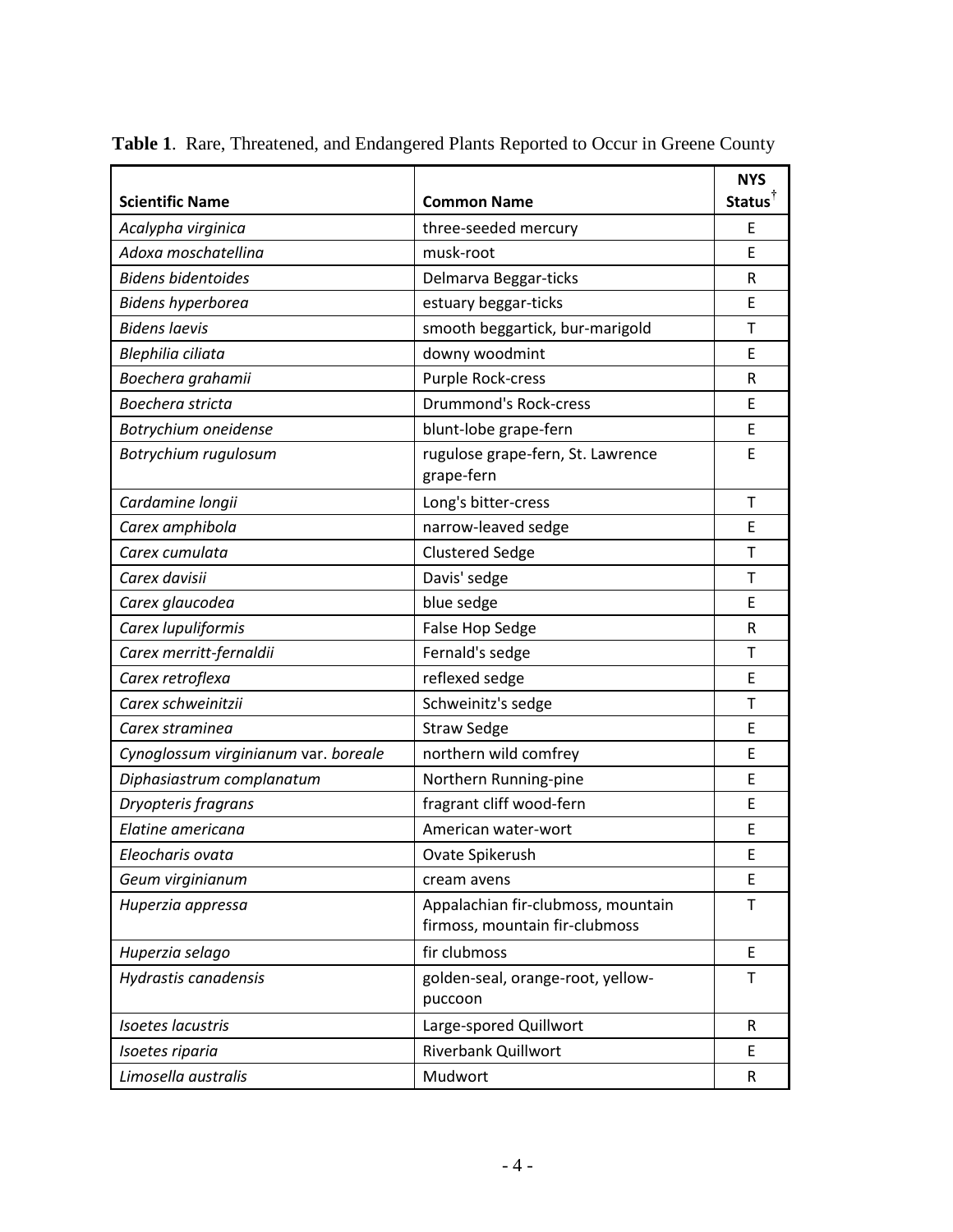**Table 1**. Rare, Threatened, and Endangered Plants Reported to Occur in Greene County

| Scientific Name | Common Name | NYS Status[†] |
|---|---|---|
| *Acalypha virginica* | three-seeded mercury | E |
| *Adoxa moschatellina* | musk-root | E |
| *Bidens bidentoides* | Delmarva Beggar-ticks | R |
| *Bidens hyperborea* | estuary beggar-ticks | E |
| *Bidens laevis* | smooth beggartick, bur-marigold | T |
| *Blephilia ciliata* | downy woodmint | E |
| *Boechera grahamii* | Purple Rock-cress | R |
| *Boechera stricta* | Drummond's Rock-cress | E |
| *Botrychium oneidense* | blunt-lobe grape-fern | E |
| *Botrychium rugulosum* | rugulose grape-fern, St. Lawrence grape-fern | E |
| *Cardamine longii* | Long's bitter-cress | T |
| *Carex amphibola* | narrow-leaved sedge | E |
| *Carex cumulata* | Clustered Sedge | T |
| *Carex davisii* | Davis' sedge | T |
| *Carex glaucodea* | blue sedge | E |
| *Carex lupuliformis* | False Hop Sedge | R |
| *Carex merritt-fernaldii* | Fernald's sedge | T |
| *Carex retroflexa* | reflexed sedge | E |
| *Carex schweinitzii* | Schweinitz's sedge | T |
| *Carex straminea* | Straw Sedge | E |
| *Cynoglossum virginianum* var. *boreale* | northern wild comfrey | E |
| *Diphasiastrum complanatum* | Northern Running-pine | E |
| *Dryopteris fragrans* | fragrant cliff wood-fern | E |
| *Elatine americana* | American water-wort | E |
| *Eleocharis ovata* | Ovate Spikerush | E |
| *Geum virginianum* | cream avens | E |
| *Huperzia appressa* | Appalachian fir-clubmoss, mountain firmoss, mountain fir-clubmoss | T |
| *Huperzia selago* | fir clubmoss | E |
| *Hydrastis canadensis* | golden-seal, orange-root, yellow-puccoon | T |
| *Isoetes lacustris* | Large-spored Quillwort | R |
| *Isoetes riparia* | Riverbank Quillwort | E |
| *Limosella australis* | Mudwort | R |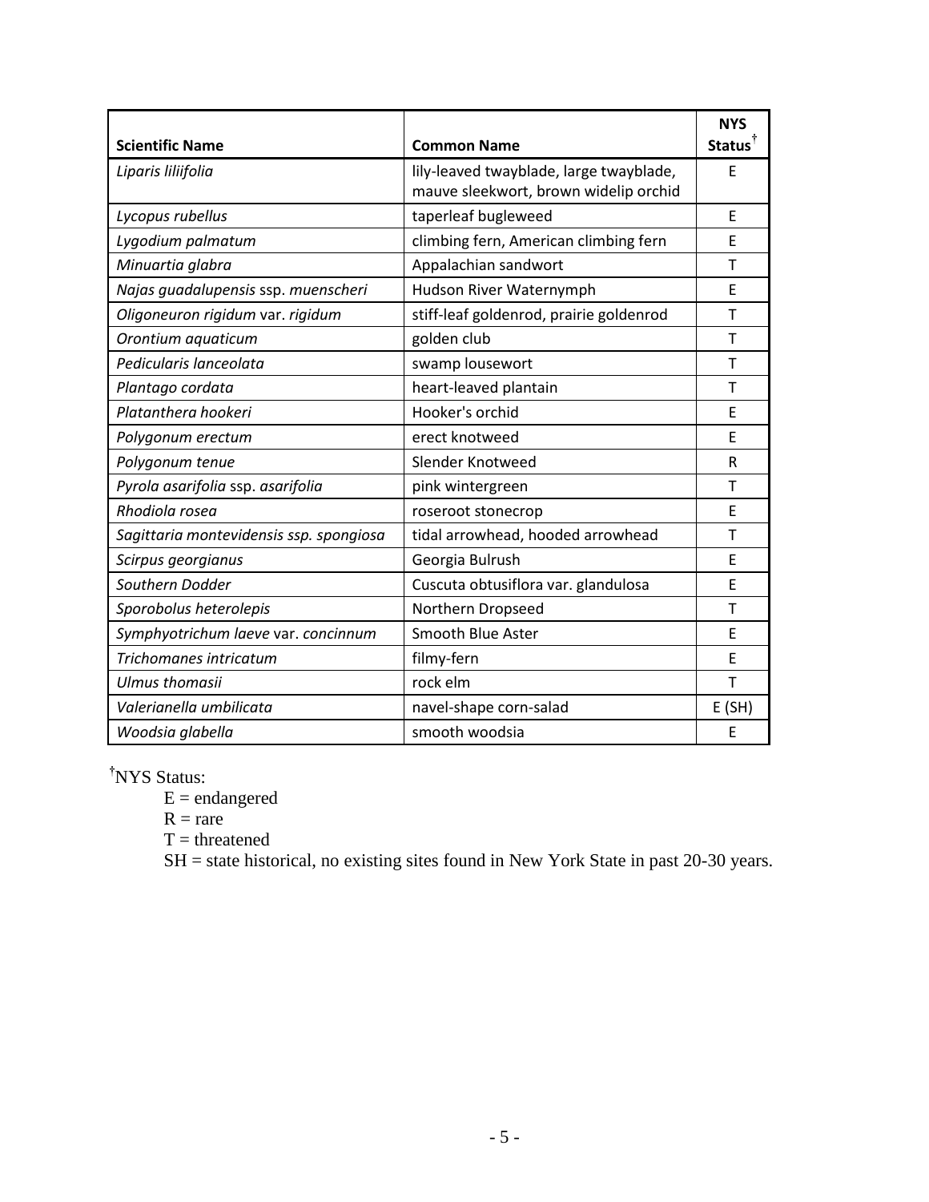| Scientific Name | Common Name | NYS Status[†] |
| --- | --- | --- |
| *Liparis liliifolia* | lily-leaved twayblade, large twayblade, mauve sleekwort, brown widelip orchid | E |
| *Lycopus rubellus* | taperleaf bugleweed | E |
| *Lygodium palmatum* | climbing fern, American climbing fern | E |
| *Minuartia glabra* | Appalachian sandwort | T |
| *Najas guadalupensis* ssp. *muenscheri* | Hudson River Waternymph | E |
| *Oligoneuron rigidum* var. *rigidum* | stiff-leaf goldenrod, prairie goldenrod | T |
| *Orontium aquaticum* | golden club | T |
| *Pedicularis lanceolata* | swamp lousewort | T |
| *Plantago cordata* | heart-leaved plantain | T |
| *Platanthera hookeri* | Hooker's orchid | E |
| *Polygonum erectum* | erect knotweed | E |
| *Polygonum tenue* | Slender Knotweed | R |
| *Pyrola asarifolia* ssp. *asarifolia* | pink wintergreen | T |
| *Rhodiola rosea* | roseroot stonecrop | E |
| *Sagittaria montevidensis ssp. spongiosa* | tidal arrowhead, hooded arrowhead | T |
| *Scirpus georgianus* | Georgia Bulrush | E |
| *Southern Dodder* | Cuscuta obtusiflora var. glandulosa | E |
| *Sporobolus heterolepis* | Northern Dropseed | T |
| *Symphyotrichum laeve* var. *concinnum* | Smooth Blue Aster | E |
| *Trichomanes intricatum* | filmy-fern | E |
| *Ulmus thomasii* | rock elm | T |
| *Valerianella umbilicata* | navel-shape corn-salad | E (SH) |
| *Woodsia glabella* | smooth woodsia | E |

[†]NYS Status:

E = endangered
R = rare
T = threatened
SH = state historical, no existing sites found in New York State in past 20-30 years.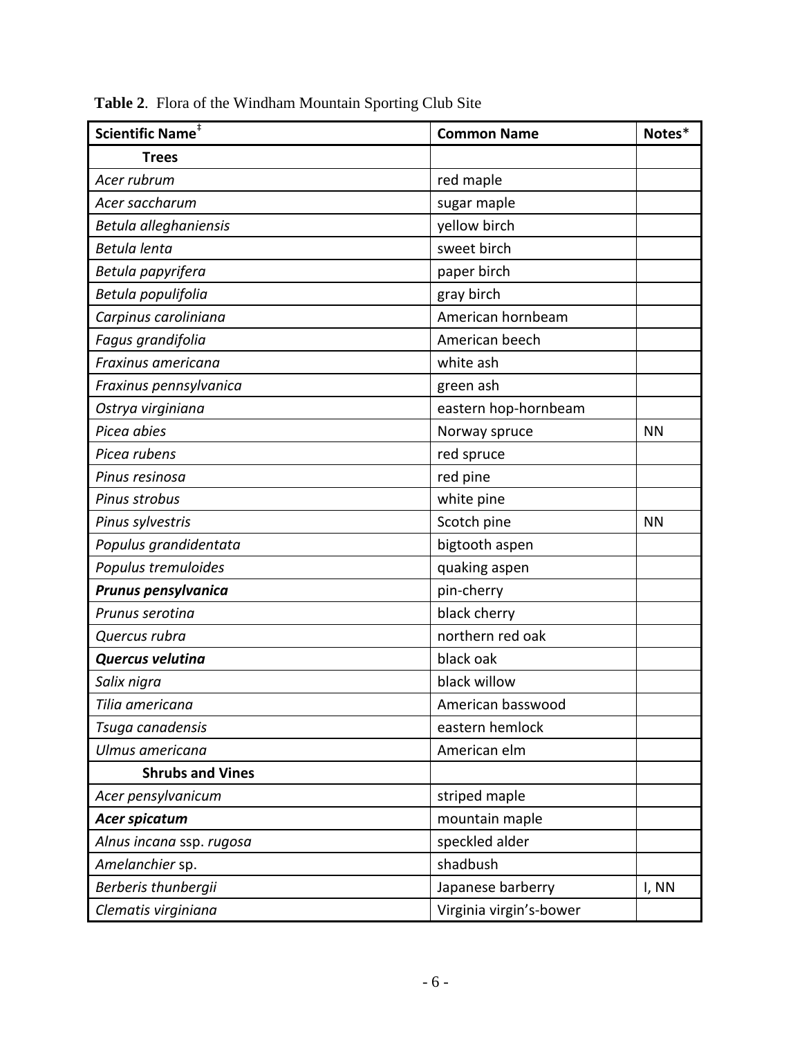**Table 2**. Flora of the Windham Mountain Sporting Club Site

| Scientific Name[‡] | Common Name | Notes* |
|---|---|---|
| **Trees** | | |
| *Acer rubrum* | red maple | |
| *Acer saccharum* | sugar maple | |
| *Betula alleghaniensis* | yellow birch | |
| *Betula lenta* | sweet birch | |
| *Betula papyrifera* | paper birch | |
| *Betula populifolia* | gray birch | |
| *Carpinus caroliniana* | American hornbeam | |
| *Fagus grandifolia* | American beech | |
| *Fraxinus americana* | white ash | |
| *Fraxinus pennsylvanica* | green ash | |
| *Ostrya virginiana* | eastern hop-hornbeam | |
| *Picea abies* | Norway spruce | NN |
| *Picea rubens* | red spruce | |
| *Pinus resinosa* | red pine | |
| *Pinus strobus* | white pine | |
| *Pinus sylvestris* | Scotch pine | NN |
| *Populus grandidentata* | bigtooth aspen | |
| *Populus tremuloides* | quaking aspen | |
| ***Prunus pensylvanica*** | pin-cherry | |
| *Prunus serotina* | black cherry | |
| *Quercus rubra* | northern red oak | |
| ***Quercus velutina*** | black oak | |
| *Salix nigra* | black willow | |
| *Tilia americana* | American basswood | |
| *Tsuga canadensis* | eastern hemlock | |
| *Ulmus americana* | American elm | |
| **Shrubs and Vines** | | |
| *Acer pensylvanicum* | striped maple | |
| ***Acer spicatum*** | mountain maple | |
| *Alnus incana* ssp. *rugosa* | speckled alder | |
| *Amelanchier* sp. | shadbush | |
| *Berberis thunbergii* | Japanese barberry | I, NN |
| *Clematis virginiana* | Virginia virgin's-bower | |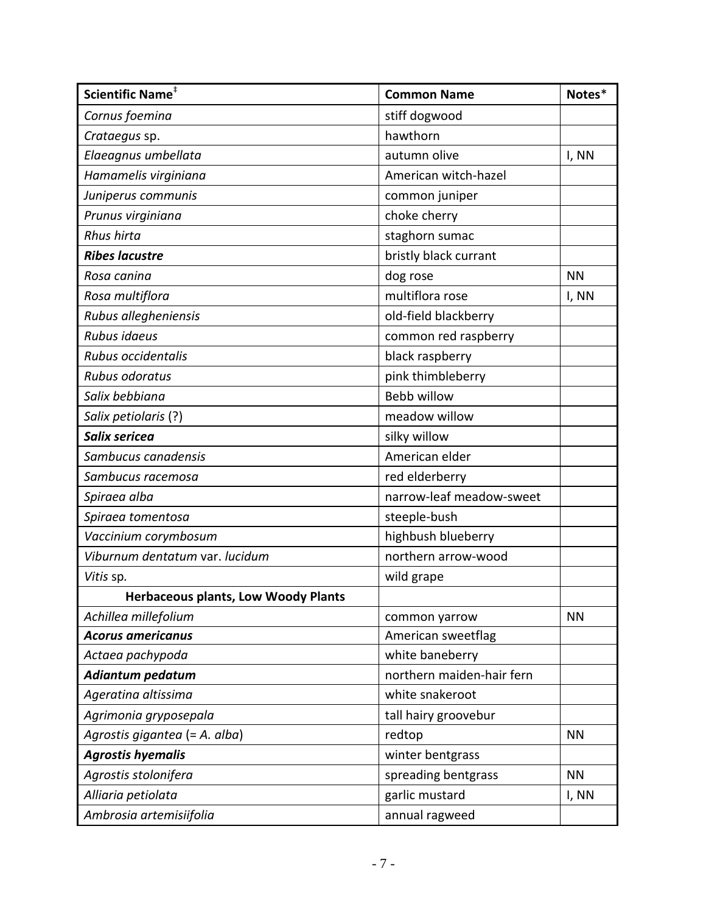| Scientific Name‡ | Common Name | Notes* |
|---|---|---|
| *Cornus foemina* | stiff dogwood | |
| *Crataegus* sp. | hawthorn | |
| *Elaeagnus umbellata* | autumn olive | I, NN |
| *Hamamelis virginiana* | American witch-hazel | |
| *Juniperus communis* | common juniper | |
| *Prunus virginiana* | choke cherry | |
| *Rhus hirta* | staghorn sumac | |
| ***Ribes lacustre*** | bristly black currant | |
| *Rosa canina* | dog rose | NN |
| *Rosa multiflora* | multiflora rose | I, NN |
| *Rubus allegheniensis* | old-field blackberry | |
| *Rubus idaeus* | common red raspberry | |
| *Rubus occidentalis* | black raspberry | |
| *Rubus odoratus* | pink thimbleberry | |
| *Salix bebbiana* | Bebb willow | |
| *Salix petiolaris* (?) | meadow willow | |
| ***Salix sericea*** | silky willow | |
| *Sambucus canadensis* | American elder | |
| *Sambucus racemosa* | red elderberry | |
| *Spiraea alba* | narrow-leaf meadow-sweet | |
| *Spiraea tomentosa* | steeple-bush | |
| *Vaccinium corymbosum* | highbush blueberry | |
| *Viburnum dentatum* var. *lucidum* | northern arrow-wood | |
| *Vitis* sp. | wild grape | |
| **Herbaceous plants, Low Woody Plants** | | |
| *Achillea millefolium* | common yarrow | NN |
| ***Acorus americanus*** | American sweetflag | |
| *Actaea pachypoda* | white baneberry | |
| ***Adiantum pedatum*** | northern maiden-hair fern | |
| *Ageratina altissima* | white snakeroot | |
| *Agrimonia gryposepala* | tall hairy groovebur | |
| *Agrostis gigantea* (= *A. alba*) | redtop | NN |
| ***Agrostis hyemalis*** | winter bentgrass | |
| *Agrostis stolonifera* | spreading bentgrass | NN |
| *Alliaria petiolata* | garlic mustard | I, NN |
| *Ambrosia artemisiifolia* | annual ragweed | |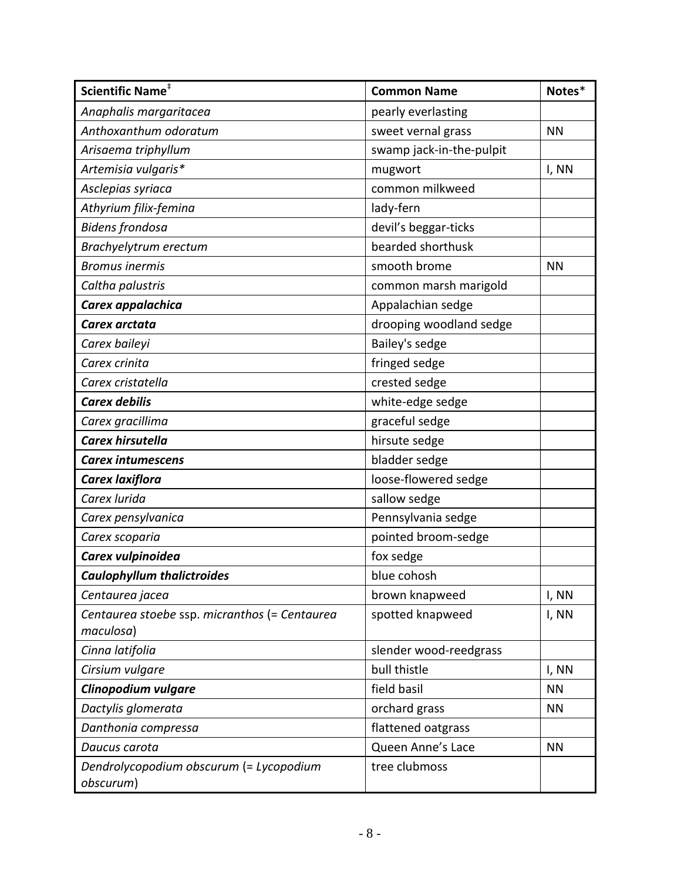| Scientific Name[‡] | Common Name | Notes* |
| --- | --- | --- |
| *Anaphalis margaritacea* | pearly everlasting | |
| *Anthoxanthum odoratum* | sweet vernal grass | NN |
| *Arisaema triphyllum* | swamp jack-in-the-pulpit | |
| *Artemisia vulgaris** | mugwort | I, NN |
| *Asclepias syriaca* | common milkweed | |
| *Athyrium filix-femina* | lady-fern | |
| *Bidens frondosa* | devil's beggar-ticks | |
| *Brachyelytrum erectum* | bearded shorthusk | |
| *Bromus inermis* | smooth brome | NN |
| *Caltha palustris* | common marsh marigold | |
| ***Carex appalachica*** | Appalachian sedge | |
| ***Carex arctata*** | drooping woodland sedge | |
| *Carex baileyi* | Bailey's sedge | |
| *Carex crinita* | fringed sedge | |
| *Carex cristatella* | crested sedge | |
| ***Carex debilis*** | white-edge sedge | |
| *Carex gracillima* | graceful sedge | |
| ***Carex hirsutella*** | hirsute sedge | |
| ***Carex intumescens*** | bladder sedge | |
| ***Carex laxiflora*** | loose-flowered sedge | |
| *Carex lurida* | sallow sedge | |
| *Carex pensylvanica* | Pennsylvania sedge | |
| *Carex scoparia* | pointed broom-sedge | |
| ***Carex vulpinoidea*** | fox sedge | |
| ***Caulophyllum thalictroides*** | blue cohosh | |
| *Centaurea jacea* | brown knapweed | I, NN |
| *Centaurea stoebe* ssp. *micranthos* (= *Centaurea maculosa*) | spotted knapweed | I, NN |
| *Cinna latifolia* | slender wood-reedgrass | |
| *Cirsium vulgare* | bull thistle | I, NN |
| ***Clinopodium vulgare*** | field basil | NN |
| *Dactylis glomerata* | orchard grass | NN |
| *Danthonia compressa* | flattened oatgrass | |
| *Daucus carota* | Queen Anne's Lace | NN |
| *Dendrolycopodium obscurum* (= *Lycopodium obscurum*) | tree clubmoss | |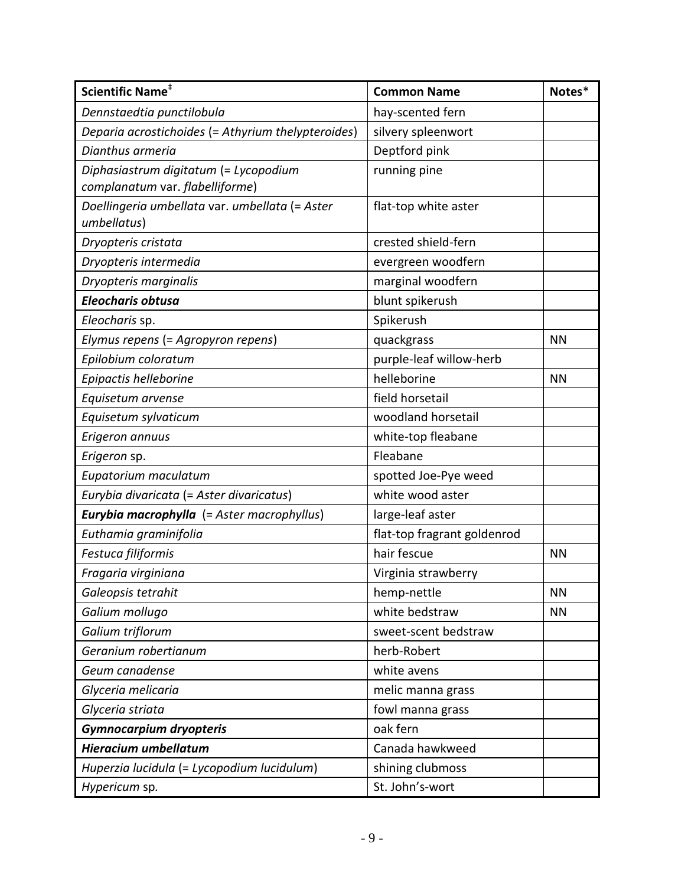| Scientific Name[‡] | Common Name | Notes* |
|---|---|---|
| *Dennstaedtia punctilobula* | hay-scented fern | |
| *Deparia acrostichoides* (= *Athyrium thelypteroides*) | silvery spleenwort | |
| *Dianthus armeria* | Deptford pink | |
| *Diphasiastrum digitatum* (= *Lycopodium complanatum* var. *flabelliforme*) | running pine | |
| *Doellingeria umbellata* var. *umbellata* (= *Aster umbellatus*) | flat-top white aster | |
| *Dryopteris cristata* | crested shield-fern | |
| *Dryopteris intermedia* | evergreen woodfern | |
| *Dryopteris marginalis* | marginal woodfern | |
| ***Eleocharis obtusa*** | blunt spikerush | |
| *Eleocharis* sp. | Spikerush | |
| *Elymus repens* (= *Agropyron repens*) | quackgrass | NN |
| *Epilobium coloratum* | purple-leaf willow-herb | |
| *Epipactis helleborine* | helleborine | NN |
| *Equisetum arvense* | field horsetail | |
| *Equisetum sylvaticum* | woodland horsetail | |
| *Erigeron annuus* | white-top fleabane | |
| *Erigeron* sp. | Fleabane | |
| *Eupatorium maculatum* | spotted Joe-Pye weed | |
| *Eurybia divaricata* (= *Aster divaricatus*) | white wood aster | |
| ***Eurybia macrophylla*** (= *Aster macrophyllus*) | large-leaf aster | |
| *Euthamia graminifolia* | flat-top fragrant goldenrod | |
| *Festuca filiformis* | hair fescue | NN |
| *Fragaria virginiana* | Virginia strawberry | |
| *Galeopsis tetrahit* | hemp-nettle | NN |
| *Galium mollugo* | white bedstraw | NN |
| *Galium triflorum* | sweet-scent bedstraw | |
| *Geranium robertianum* | herb-Robert | |
| *Geum canadense* | white avens | |
| *Glyceria melicaria* | melic manna grass | |
| *Glyceria striata* | fowl manna grass | |
| ***Gymnocarpium dryopteris*** | oak fern | |
| ***Hieracium umbellatum*** | Canada hawkweed | |
| *Huperzia lucidula* (= *Lycopodium lucidulum*) | shining clubmoss | |
| *Hypericum* sp. | St. John's-wort | |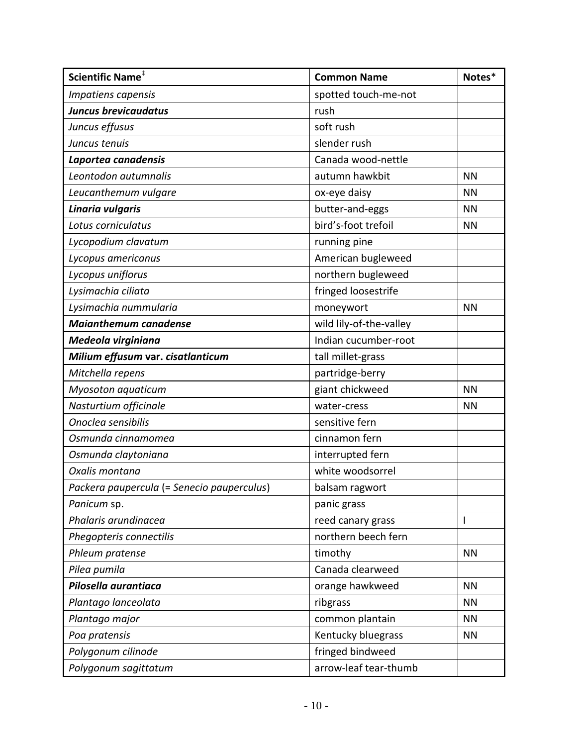| Scientific Name[‡] | Common Name | Notes* |
|---|---|---|
| *Impatiens capensis* | spotted touch-me-not | |
| ***Juncus brevicaudatus*** | rush | |
| *Juncus effusus* | soft rush | |
| *Juncus tenuis* | slender rush | |
| ***Laportea canadensis*** | Canada wood-nettle | |
| *Leontodon autumnalis* | autumn hawkbit | NN |
| *Leucanthemum vulgare* | ox-eye daisy | NN |
| ***Linaria vulgaris*** | butter-and-eggs | NN |
| *Lotus corniculatus* | bird's-foot trefoil | NN |
| *Lycopodium clavatum* | running pine | |
| *Lycopus americanus* | American bugleweed | |
| *Lycopus uniflorus* | northern bugleweed | |
| *Lysimachia ciliata* | fringed loosestrife | |
| *Lysimachia nummularia* | moneywort | NN |
| ***Maianthemum canadense*** | wild lily-of-the-valley | |
| ***Medeola virginiana*** | Indian cucumber-root | |
| ***Milium effusum* var. *cisatlanticum*** | tall millet-grass | |
| *Mitchella repens* | partridge-berry | |
| *Myosoton aquaticum* | giant chickweed | NN |
| *Nasturtium officinale* | water-cress | NN |
| *Onoclea sensibilis* | sensitive fern | |
| *Osmunda cinnamomea* | cinnamon fern | |
| *Osmunda claytoniana* | interrupted fern | |
| *Oxalis montana* | white woodsorrel | |
| *Packera paupercula* (= *Senecio pauperculus*) | balsam ragwort | |
| *Panicum* sp. | panic grass | |
| *Phalaris arundinacea* | reed canary grass | I |
| *Phegopteris connectilis* | northern beech fern | |
| *Phleum pratense* | timothy | NN |
| *Pilea pumila* | Canada clearweed | |
| ***Pilosella aurantiaca*** | orange hawkweed | NN |
| *Plantago lanceolata* | ribgrass | NN |
| *Plantago major* | common plantain | NN |
| *Poa pratensis* | Kentucky bluegrass | NN |
| *Polygonum cilinode* | fringed bindweed | |
| *Polygonum sagittatum* | arrow-leaf tear-thumb | |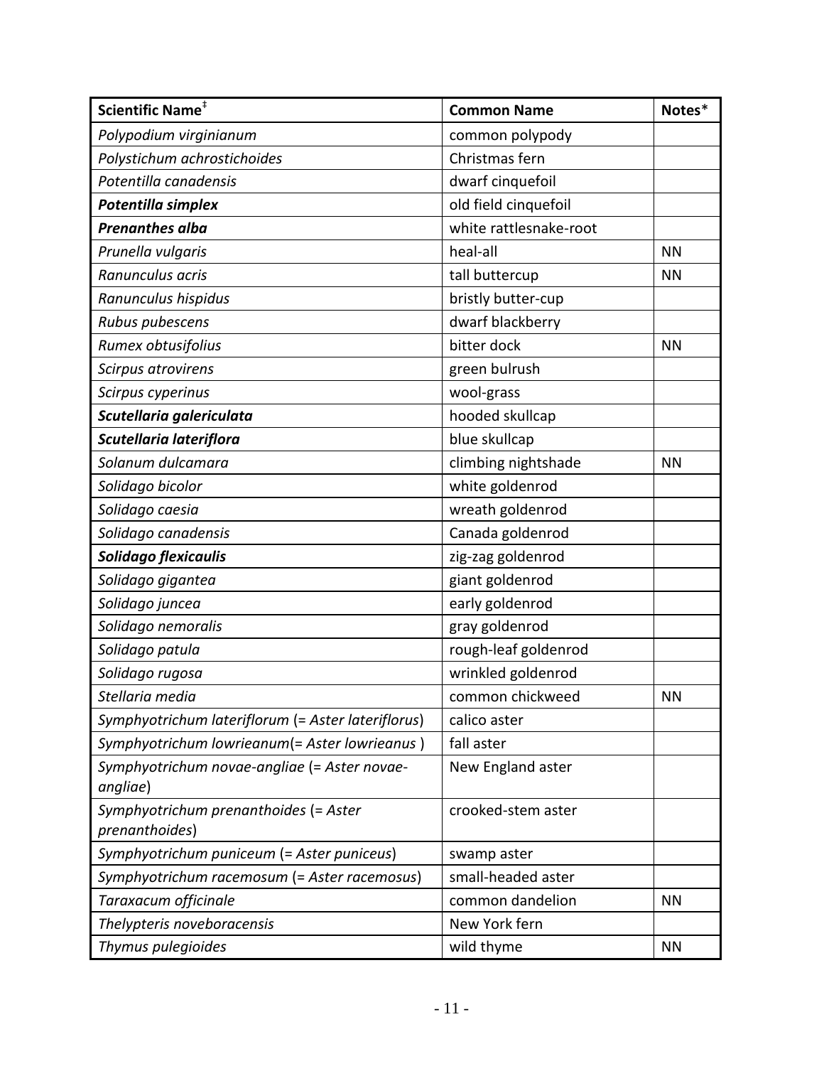| Scientific Name[‡] | Common Name | Notes* |
|---|---|---|
| *Polypodium virginianum* | common polypody | |
| *Polystichum achrostichoides* | Christmas fern | |
| *Potentilla canadensis* | dwarf cinquefoil | |
| ***Potentilla simplex*** | old field cinquefoil | |
| ***Prenanthes alba*** | white rattlesnake-root | |
| *Prunella vulgaris* | heal-all | NN |
| *Ranunculus acris* | tall buttercup | NN |
| *Ranunculus hispidus* | bristly butter-cup | |
| *Rubus pubescens* | dwarf blackberry | |
| *Rumex obtusifolius* | bitter dock | NN |
| *Scirpus atrovirens* | green bulrush | |
| *Scirpus cyperinus* | wool-grass | |
| ***Scutellaria galericulata*** | hooded skullcap | |
| ***Scutellaria lateriflora*** | blue skullcap | |
| *Solanum dulcamara* | climbing nightshade | NN |
| *Solidago bicolor* | white goldenrod | |
| *Solidago caesia* | wreath goldenrod | |
| *Solidago canadensis* | Canada goldenrod | |
| ***Solidago flexicaulis*** | zig-zag goldenrod | |
| *Solidago gigantea* | giant goldenrod | |
| *Solidago juncea* | early goldenrod | |
| *Solidago nemoralis* | gray goldenrod | |
| *Solidago patula* | rough-leaf goldenrod | |
| *Solidago rugosa* | wrinkled goldenrod | |
| *Stellaria media* | common chickweed | NN |
| *Symphyotrichum lateriflorum* (= *Aster lateriflorus*) | calico aster | |
| *Symphyotrichum lowrieanum*(= *Aster lowrieanus* ) | fall aster | |
| *Symphyotrichum novae-angliae* (= *Aster novae-angliae*) | New England aster | |
| *Symphyotrichum prenanthoides* (= *Aster prenanthoides*) | crooked-stem aster | |
| *Symphyotrichum puniceum* (= *Aster puniceus*) | swamp aster | |
| *Symphyotrichum racemosum* (= *Aster racemosus*) | small-headed aster | |
| *Taraxacum officinale* | common dandelion | NN |
| *Thelypteris noveboracensis* | New York fern | |
| *Thymus pulegioides* | wild thyme | NN |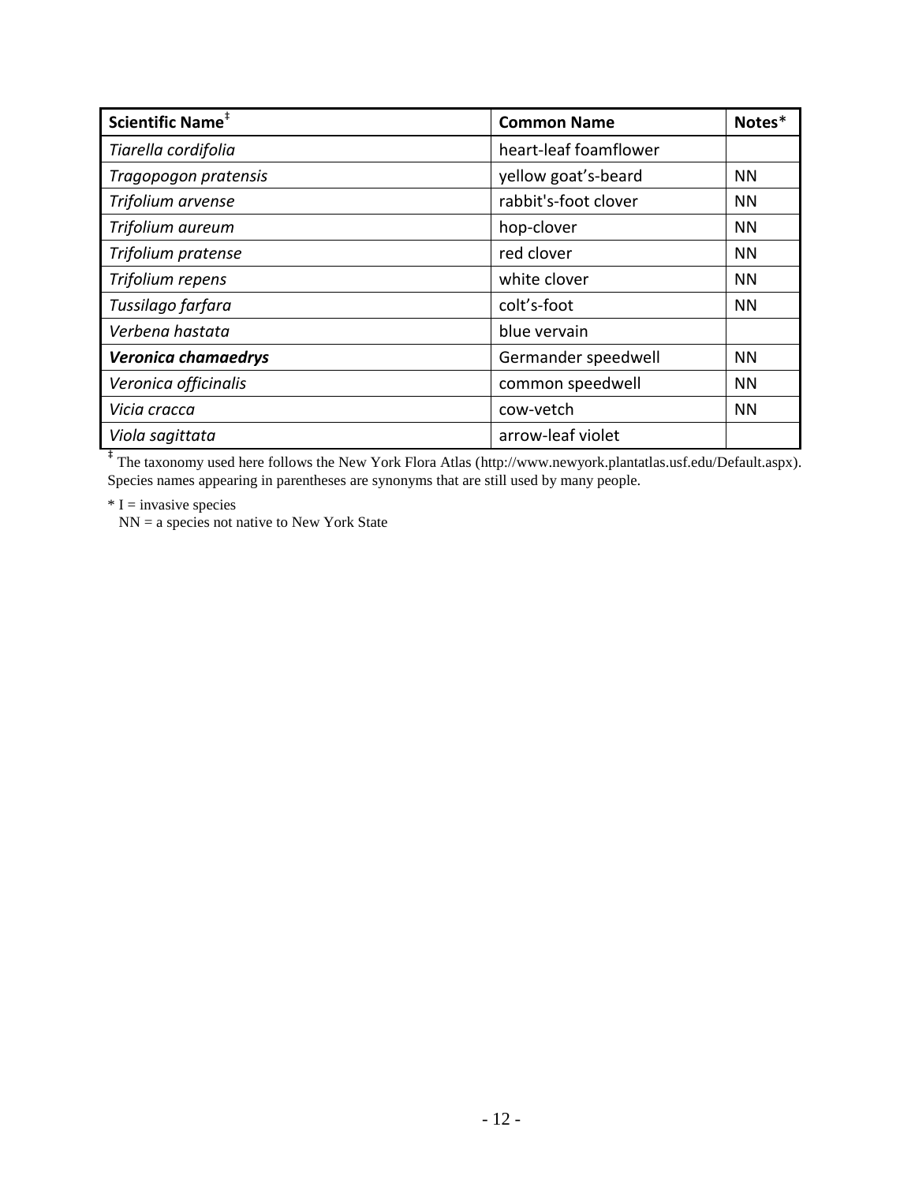| Scientific Name[‡] | Common Name | Notes* |
|---|---|---|
| *Tiarella cordifolia* | heart-leaf foamflower | |
| *Tragopogon pratensis* | yellow goat's-beard | NN |
| *Trifolium arvense* | rabbit's-foot clover | NN |
| *Trifolium aureum* | hop-clover | NN |
| *Trifolium pratense* | red clover | NN |
| *Trifolium repens* | white clover | NN |
| *Tussilago farfara* | colt's-foot | NN |
| *Verbena hastata* | blue vervain | |
| ***Veronica chamaedrys*** | Germander speedwell | NN |
| *Veronica officinalis* | common speedwell | NN |
| *Vicia cracca* | cow-vetch | NN |
| *Viola sagittata* | arrow-leaf violet | |

‡ The taxonomy used here follows the New York Flora Atlas (http://www.newyork.plantatlas.usf.edu/Default.aspx). Species names appearing in parentheses are synonyms that are still used by many people.

\* I = invasive species
NN = a species not native to New York State